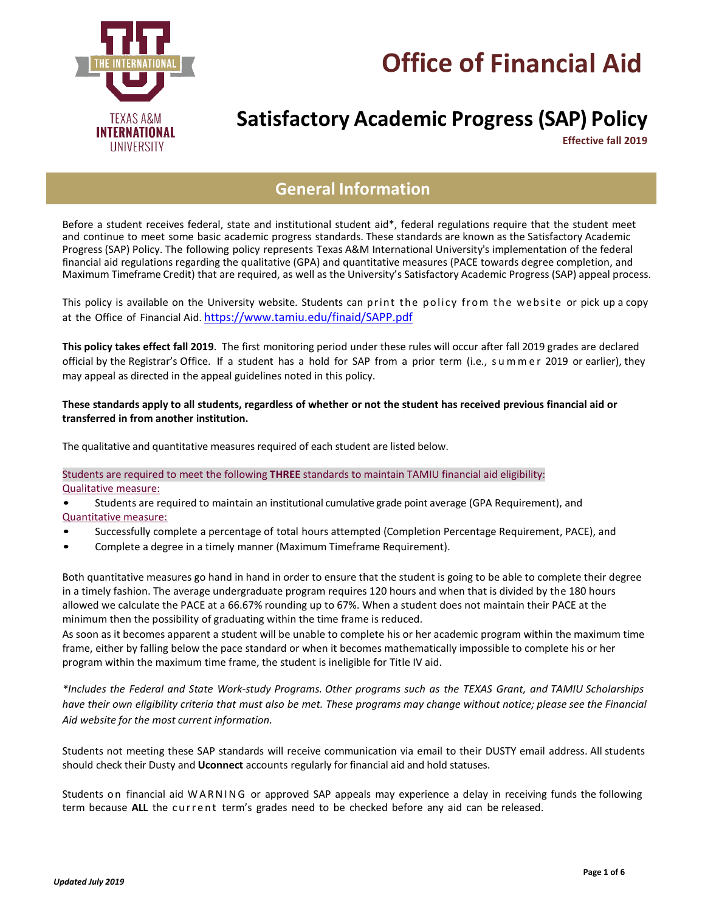# Office of Financial Aid

TEXAS A&M INTERNATIONAL UNIVERSITY

## Satisfactory Academic Progress (SAP) Policy

**Effective fall 2019**

## General Information

Before a student receives federal, state and institutional student aid*, federal regulations require that the student meet and continue to meet some basic academic progress standards. These standards are known as the Satisfactory Academic Progress (SAP) Policy. The following policy represents Texas A&M International University's implementation of the federal financial aid regulations regarding the qualitative (GPA) and quantitative measures (PACE towards degree completion, and Maximum Timeframe Credit) that are required, as well as the University's Satisfactory Academic Progress (SAP) appeal process.

This policy is available on the University website. Students can print the policy from the website or pick up a copy at the Office of Financial Aid. https://www.tamiu.edu/finaid/SAPP.pdf

**This policy takes effect fall 2019**. The first monitoring period under these rules will occur after fall 2019 grades are declared official by the Registrar's Office. If a student has a hold for SAP from a prior term (i.e., summer 2019 or earlier), they may appeal as directed in the appeal guidelines noted in this policy.

**These standards apply to all students, regardless of whether or not the student has received previous financial aid or transferred in from another institution.**

The qualitative and quantitative measures required of each student are listed below.

Students are required to meet the following **THREE** standards to maintain TAMIU financial aid eligibility:

Qualitative measure:

- Students are required to maintain an institutional cumulative grade point average (GPA Requirement), and

Quantitative measure:

- Successfully complete a percentage of total hours attempted (Completion Percentage Requirement, PACE), and
- Complete a degree in a timely manner (Maximum Timeframe Requirement).

Both quantitative measures go hand in hand in order to ensure that the student is going to be able to complete their degree in a timely fashion. The average undergraduate program requires 120 hours and when that is divided by the 180 hours allowed we calculate the PACE at a 66.67% rounding up to 67%. When a student does not maintain their PACE at the minimum then the possibility of graduating within the time frame is reduced.

As soon as it becomes apparent a student will be unable to complete his or her academic program within the maximum time frame, either by falling below the pace standard or when it becomes mathematically impossible to complete his or her program within the maximum time frame, the student is ineligible for Title IV aid.

*\*Includes the Federal and State Work-study Programs. Other programs such as the TEXAS Grant, and TAMIU Scholarships have their own eligibility criteria that must also be met. These programs may change without notice; please see the Financial Aid website for the most current information.*

Students not meeting these SAP standards will receive communication via email to their DUSTY email address. All students should check their Dusty and **Uconnect** accounts regularly for financial aid and hold statuses.

Students on financial aid WARNING or approved SAP appeals may experience a delay in receiving funds the following term because **ALL** the current term's grades need to be checked before any aid can be released.

*Updated July 2019*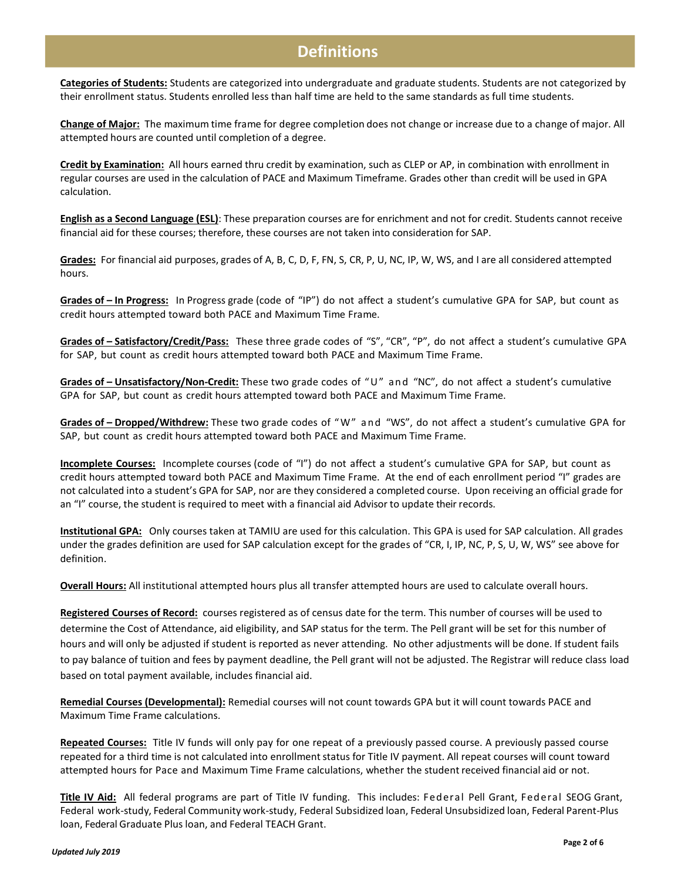# Definitions

**Categories of Students:** Students are categorized into undergraduate and graduate students. Students are not categorized by their enrollment status. Students enrolled less than half time are held to the same standards as full time students.

**Change of Major:** The maximum time frame for degree completion does not change or increase due to a change of major. All attempted hours are counted until completion of a degree.

**Credit by Examination:** All hours earned thru credit by examination, such as CLEP or AP, in combination with enrollment in regular courses are used in the calculation of PACE and Maximum Timeframe. Grades other than credit will be used in GPA calculation.

**English as a Second Language (ESL)**: These preparation courses are for enrichment and not for credit. Students cannot receive financial aid for these courses; therefore, these courses are not taken into consideration for SAP.

**Grades:** For financial aid purposes, grades of A, B, C, D, F, FN, S, CR, P, U, NC, IP, W, WS, and I are all considered attempted hours.

**Grades of – In Progress:** In Progress grade (code of "IP") do not affect a student's cumulative GPA for SAP, but count as credit hours attempted toward both PACE and Maximum Time Frame.

**Grades of – Satisfactory/Credit/Pass:** These three grade codes of "S", "CR", "P", do not affect a student's cumulative GPA for SAP, but count as credit hours attempted toward both PACE and Maximum Time Frame.

**Grades of – Unsatisfactory/Non-Credit:** These two grade codes of "U" and "NC", do not affect a student's cumulative GPA for SAP, but count as credit hours attempted toward both PACE and Maximum Time Frame.

**Grades of – Dropped/Withdrew:** These two grade codes of "W" and "WS", do not affect a student's cumulative GPA for SAP, but count as credit hours attempted toward both PACE and Maximum Time Frame.

**Incomplete Courses:** Incomplete courses (code of "I") do not affect a student's cumulative GPA for SAP, but count as credit hours attempted toward both PACE and Maximum Time Frame. At the end of each enrollment period "I" grades are not calculated into a student's GPA for SAP, nor are they considered a completed course. Upon receiving an official grade for an "I" course, the student is required to meet with a financial aid Advisor to update their records.

**Institutional GPA:** Only courses taken at TAMIU are used for this calculation. This GPA is used for SAP calculation. All grades under the grades definition are used for SAP calculation except for the grades of "CR, I, IP, NC, P, S, U, W, WS" see above for definition.

**Overall Hours:** All institutional attempted hours plus all transfer attempted hours are used to calculate overall hours.

**Registered Courses of Record:** courses registered as of census date for the term. This number of courses will be used to determine the Cost of Attendance, aid eligibility, and SAP status for the term. The Pell grant will be set for this number of hours and will only be adjusted if student is reported as never attending. No other adjustments will be done. If student fails to pay balance of tuition and fees by payment deadline, the Pell grant will not be adjusted. The Registrar will reduce class load based on total payment available, includes financial aid.

**Remedial Courses (Developmental):** Remedial courses will not count towards GPA but it will count towards PACE and Maximum Time Frame calculations.

**Repeated Courses:** Title IV funds will only pay for one repeat of a previously passed course. A previously passed course repeated for a third time is not calculated into enrollment status for Title IV payment. All repeat courses will count toward attempted hours for Pace and Maximum Time Frame calculations, whether the student received financial aid or not.

**Title IV Aid:** All federal programs are part of Title IV funding. This includes: Federal Pell Grant, Federal SEOG Grant, Federal work-study, Federal Community work-study, Federal Subsidized loan, Federal Unsubsidized loan, Federal Parent-Plus loan, Federal Graduate Plus loan, and Federal TEACH Grant.

*Updated July 2019*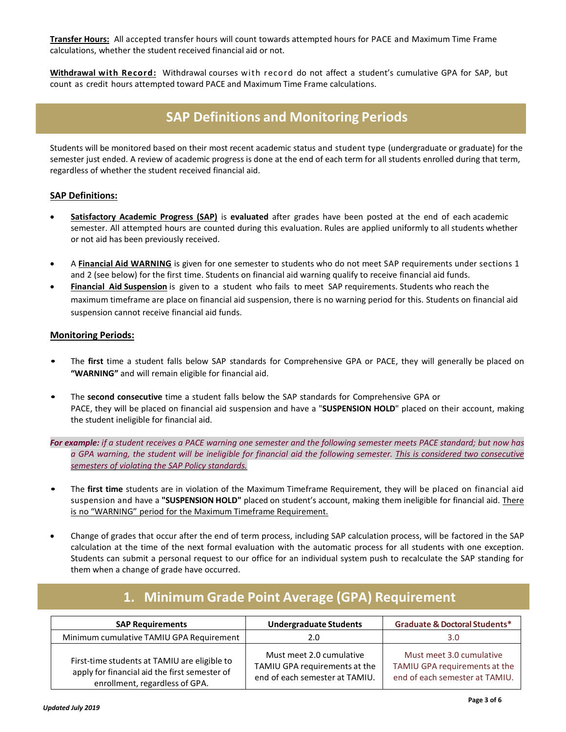**Transfer Hours:** All accepted transfer hours will count towards attempted hours for PACE and Maximum Time Frame calculations, whether the student received financial aid or not.

**Withdrawal with Record:** Withdrawal courses with record do not affect a student's cumulative GPA for SAP, but count as credit hours attempted toward PACE and Maximum Time Frame calculations.

## SAP Definitions and Monitoring Periods

Students will be monitored based on their most recent academic status and student type (undergraduate or graduate) for the semester just ended. A review of academic progress is done at the end of each term for all students enrolled during that term, regardless of whether the student received financial aid.

### SAP Definitions:

- **Satisfactory Academic Progress (SAP)** is **evaluated** after grades have been posted at the end of each academic semester. All attempted hours are counted during this evaluation. Rules are applied uniformly to all students whether or not aid has been previously received.
- A **Financial Aid WARNING** is given for one semester to students who do not meet SAP requirements under sections 1 and 2 (see below) for the first time. Students on financial aid warning qualify to receive financial aid funds.
- **Financial Aid Suspension** is given to a student who fails to meet SAP requirements. Students who reach the maximum timeframe are place on financial aid suspension, there is no warning period for this. Students on financial aid suspension cannot receive financial aid funds.

### Monitoring Periods:

- The **first** time a student falls below SAP standards for Comprehensive GPA or PACE, they will generally be placed on **"WARNING"** and will remain eligible for financial aid.
- The **second consecutive** time a student falls below the SAP standards for Comprehensive GPA or PACE, they will be placed on financial aid suspension and have a "**SUSPENSION HOLD**" placed on their account, making the student ineligible for financial aid.

***For example:*** *if a student receives a PACE warning one semester and the following semester meets PACE standard; but now has a GPA warning, the student will be ineligible for financial aid the following semester. This is considered two consecutive semesters of violating the SAP Policy standards.*

- The **first time** students are in violation of the Maximum Timeframe Requirement, they will be placed on financial aid suspension and have a **"SUSPENSION HOLD"** placed on student's account, making them ineligible for financial aid. There is no "WARNING" period for the Maximum Timeframe Requirement.
- Change of grades that occur after the end of term process, including SAP calculation process, will be factored in the SAP calculation at the time of the next formal evaluation with the automatic process for all students with one exception. Students can submit a personal request to our office for an individual system push to recalculate the SAP standing for them when a change of grade have occurred.

## 1. Minimum Grade Point Average (GPA) Requirement

| SAP Requirements | Undergraduate Students | Graduate & Doctoral Students* |
|---|---|---|
| Minimum cumulative TAMIU GPA Requirement | 2.0 | 3.0 |
| First-time students at TAMIU are eligible to apply for financial aid the first semester of enrollment, regardless of GPA. | Must meet 2.0 cumulative TAMIU GPA requirements at the end of each semester at TAMIU. | Must meet 3.0 cumulative TAMIU GPA requirements at the end of each semester at TAMIU. |

*Updated July 2019*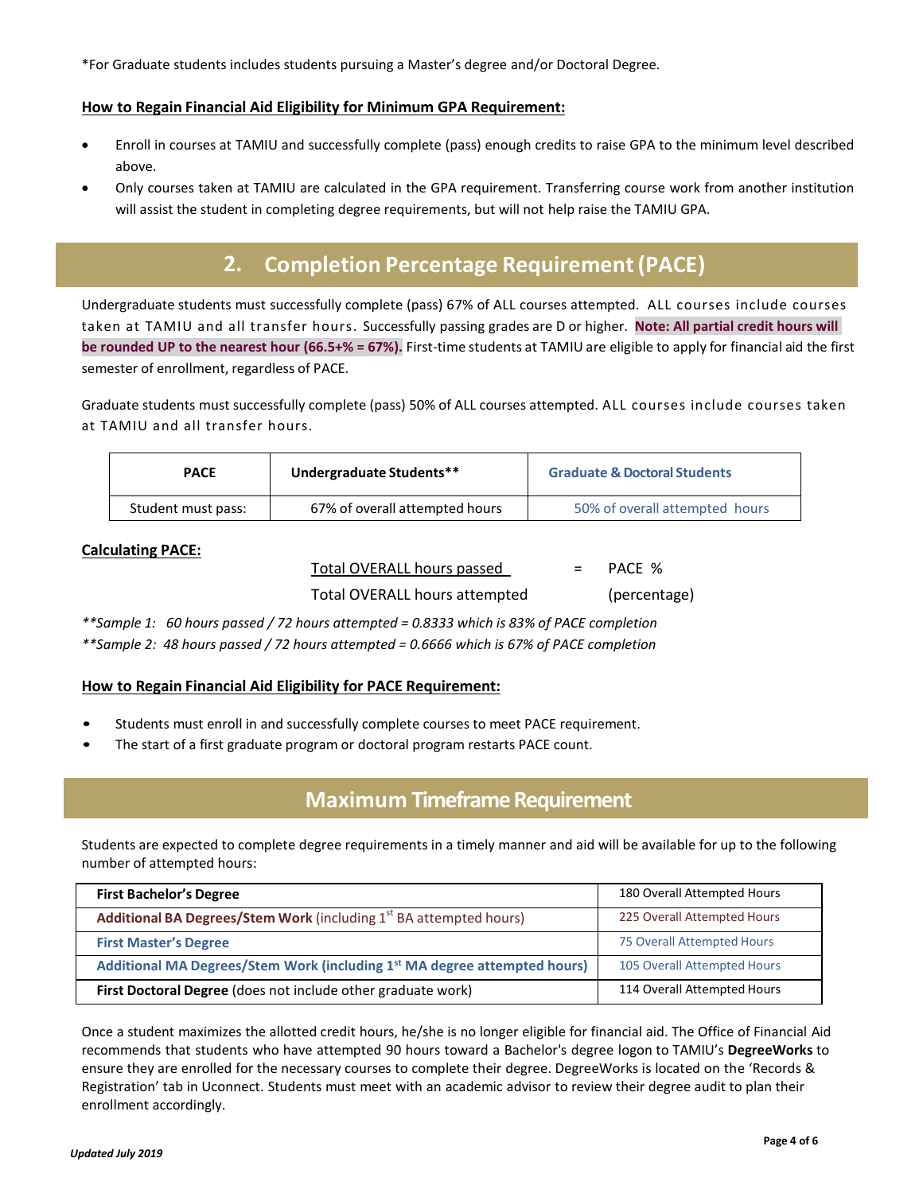*For Graduate students includes students pursuing a Master's degree and/or Doctoral Degree.

**How to Regain Financial Aid Eligibility for Minimum GPA Requirement:**

- Enroll in courses at TAMIU and successfully complete (pass) enough credits to raise GPA to the minimum level described above.
- Only courses taken at TAMIU are calculated in the GPA requirement. Transferring course work from another institution will assist the student in completing degree requirements, but will not help raise the TAMIU GPA.

## 2. Completion Percentage Requirement (PACE)

Undergraduate students must successfully complete (pass) 67% of ALL courses attempted. ALL courses include courses taken at TAMIU and all transfer hours. Successfully passing grades are D or higher. **Note: All partial credit hours will be rounded UP to the nearest hour (66.5+% = 67%).** First-time students at TAMIU are eligible to apply for financial aid the first semester of enrollment, regardless of PACE.

Graduate students must successfully complete (pass) 50% of ALL courses attempted. ALL courses include courses taken at TAMIU and all transfer hours.

| PACE | Undergraduate Students** | Graduate & Doctoral Students |
|---|---|---|
| Student must pass: | 67% of overall attempted hours | 50% of overall attempted hours |

**Calculating PACE:**

$$\frac{\text{Total OVERALL hours passed}}{\text{Total OVERALL hours attempted}} = \text{PACE \% (percentage)}$$

*\*\*Sample 1: 60 hours passed / 72 hours attempted = 0.8333 which is 83% of PACE completion*

*\*\*Sample 2: 48 hours passed / 72 hours attempted = 0.6666 which is 67% of PACE completion*

**How to Regain Financial Aid Eligibility for PACE Requirement:**

- Students must enroll in and successfully complete courses to meet PACE requirement.
- The start of a first graduate program or doctoral program restarts PACE count.

## Maximum Timeframe Requirement

Students are expected to complete degree requirements in a timely manner and aid will be available for up to the following number of attempted hours:

| | |
|---|---|
| **First Bachelor's Degree** | 180 Overall Attempted Hours |
| **Additional BA Degrees/Stem Work** (including 1st BA attempted hours) | 225 Overall Attempted Hours |
| **First Master's Degree** | 75 Overall Attempted Hours |
| **Additional MA Degrees/Stem Work (including 1st MA degree attempted hours)** | 105 Overall Attempted Hours |
| **First Doctoral Degree** (does not include other graduate work) | 114 Overall Attempted Hours |

Once a student maximizes the allotted credit hours, he/she is no longer eligible for financial aid. The Office of Financial Aid recommends that students who have attempted 90 hours toward a Bachelor's degree logon to TAMIU's **DegreeWorks** to ensure they are enrolled for the necessary courses to complete their degree. DegreeWorks is located on the 'Records & Registration' tab in Uconnect. Students must meet with an academic advisor to review their degree audit to plan their enrollment accordingly.

*Updated July 2019*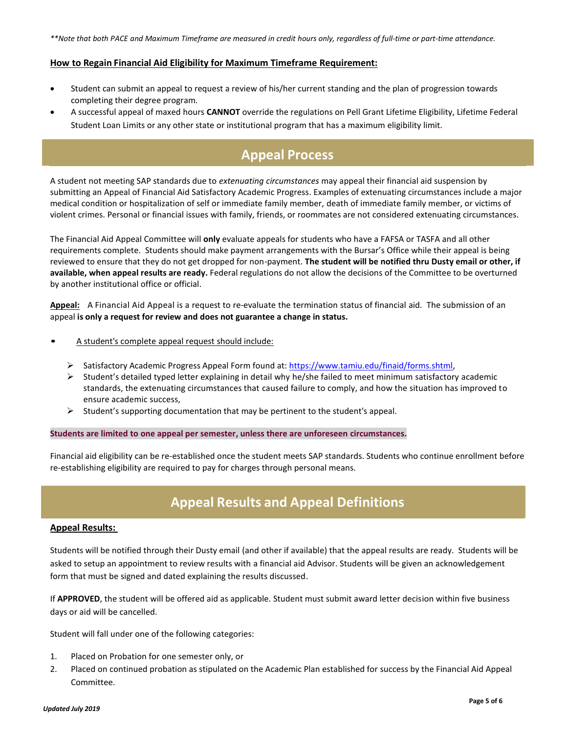*\*\*Note that both PACE and Maximum Timeframe are measured in credit hours only, regardless of full-time or part-time attendance.*

### How to Regain Financial Aid Eligibility for Maximum Timeframe Requirement:

- Student can submit an appeal to request a review of his/her current standing and the plan of progression towards completing their degree program.
- A successful appeal of maxed hours **CANNOT** override the regulations on Pell Grant Lifetime Eligibility, Lifetime Federal Student Loan Limits or any other state or institutional program that has a maximum eligibility limit.

## Appeal Process

A student not meeting SAP standards due to *extenuating circumstances* may appeal their financial aid suspension by submitting an Appeal of Financial Aid Satisfactory Academic Progress. Examples of extenuating circumstances include a major medical condition or hospitalization of self or immediate family member, death of immediate family member, or victims of violent crimes. Personal or financial issues with family, friends, or roommates are not considered extenuating circumstances.

The Financial Aid Appeal Committee will **only** evaluate appeals for students who have a FAFSA or TASFA and all other requirements complete. Students should make payment arrangements with the Bursar's Office while their appeal is being reviewed to ensure that they do not get dropped for non-payment. **The student will be notified thru Dusty email or other, if available, when appeal results are ready.** Federal regulations do not allow the decisions of the Committee to be overturned by another institutional office or official.

**Appeal:** A Financial Aid Appeal is a request to re-evaluate the termination status of financial aid. The submission of an appeal **is only a request for review and does not guarantee a change in status.**

- A student's complete appeal request should include:
  - Satisfactory Academic Progress Appeal Form found at: https://www.tamiu.edu/finaid/forms.shtml,
  - Student's detailed typed letter explaining in detail why he/she failed to meet minimum satisfactory academic standards, the extenuating circumstances that caused failure to comply, and how the situation has improved to ensure academic success,
  - Student's supporting documentation that may be pertinent to the student's appeal.

**Students are limited to one appeal per semester, unless there are unforeseen circumstances.**

Financial aid eligibility can be re-established once the student meets SAP standards. Students who continue enrollment before re-establishing eligibility are required to pay for charges through personal means.

## Appeal Results and Appeal Definitions

### Appeal Results:

Students will be notified through their Dusty email (and other if available) that the appeal results are ready. Students will be asked to setup an appointment to review results with a financial aid Advisor. Students will be given an acknowledgement form that must be signed and dated explaining the results discussed.

If **APPROVED**, the student will be offered aid as applicable. Student must submit award letter decision within five business days or aid will be cancelled.

Student will fall under one of the following categories:

1. Placed on Probation for one semester only, or
2. Placed on continued probation as stipulated on the Academic Plan established for success by the Financial Aid Appeal Committee.

*Updated July 2019*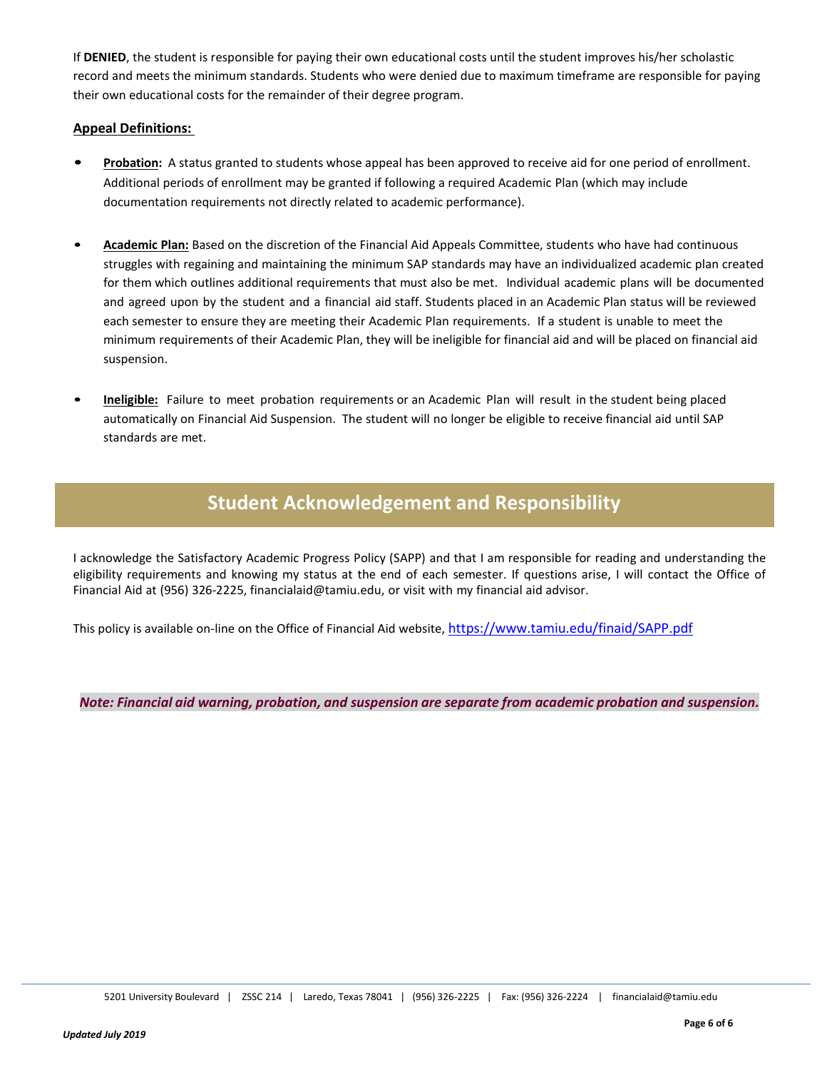If **DENIED**, the student is responsible for paying their own educational costs until the student improves his/her scholastic record and meets the minimum standards. Students who were denied due to maximum timeframe are responsible for paying their own educational costs for the remainder of their degree program.

**Appeal Definitions:**

- **Probation:** A status granted to students whose appeal has been approved to receive aid for one period of enrollment. Additional periods of enrollment may be granted if following a required Academic Plan (which may include documentation requirements not directly related to academic performance).

- **Academic Plan:** Based on the discretion of the Financial Aid Appeals Committee, students who have had continuous struggles with regaining and maintaining the minimum SAP standards may have an individualized academic plan created for them which outlines additional requirements that must also be met. Individual academic plans will be documented and agreed upon by the student and a financial aid staff. Students placed in an Academic Plan status will be reviewed each semester to ensure they are meeting their Academic Plan requirements. If a student is unable to meet the minimum requirements of their Academic Plan, they will be ineligible for financial aid and will be placed on financial aid suspension.

- **Ineligible:** Failure to meet probation requirements or an Academic Plan will result in the student being placed automatically on Financial Aid Suspension. The student will no longer be eligible to receive financial aid until SAP standards are met.

## Student Acknowledgement and Responsibility

I acknowledge the Satisfactory Academic Progress Policy (SAPP) and that I am responsible for reading and understanding the eligibility requirements and knowing my status at the end of each semester. If questions arise, I will contact the Office of Financial Aid at (956) 326-2225, financialaid@tamiu.edu, or visit with my financial aid advisor.

This policy is available on-line on the Office of Financial Aid website, https://www.tamiu.edu/finaid/SAPP.pdf

***Note: Financial aid warning, probation, and suspension are separate from academic probation and suspension.***

5201 University Boulevard | ZSSC 214 | Laredo, Texas 78041 | (956) 326-2225 | Fax: (956) 326-2224 | financialaid@tamiu.edu

*Updated July 2019*